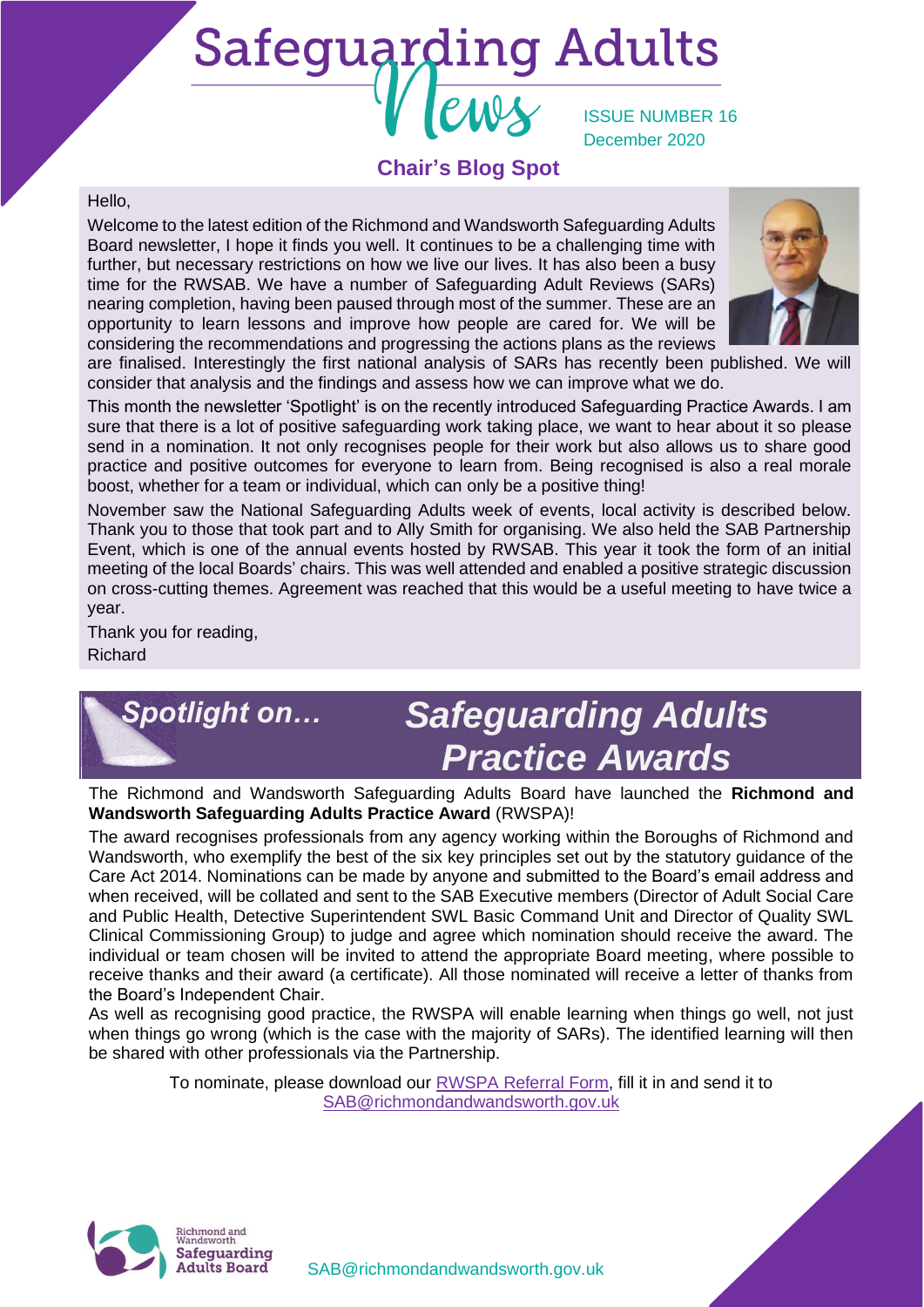# Safeguarding Adults News

ISSUE NUMBER 16
December 2020

## Chair's Blog Spot

Hello,

Welcome to the latest edition of the Richmond and Wandsworth Safeguarding Adults Board newsletter, I hope it finds you well. It continues to be a challenging time with further, but necessary restrictions on how we live our lives. It has also been a busy time for the RWSAB. We have a number of Safeguarding Adult Reviews (SARs) nearing completion, having been paused through most of the summer. These are an opportunity to learn lessons and improve how people are cared for. We will be considering the recommendations and progressing the actions plans as the reviews are finalised. Interestingly the first national analysis of SARs has recently been published. We will consider that analysis and the findings and assess how we can improve what we do.

This month the newsletter 'Spotlight' is on the recently introduced Safeguarding Practice Awards. I am sure that there is a lot of positive safeguarding work taking place, we want to hear about it so please send in a nomination. It not only recognises people for their work but also allows us to share good practice and positive outcomes for everyone to learn from. Being recognised is also a real morale boost, whether for a team or individual, which can only be a positive thing!

November saw the National Safeguarding Adults week of events, local activity is described below. Thank you to those that took part and to Ally Smith for organising. We also held the SAB Partnership Event, which is one of the annual events hosted by RWSAB. This year it took the form of an initial meeting of the local Boards' chairs. This was well attended and enabled a positive strategic discussion on cross-cutting themes. Agreement was reached that this would be a useful meeting to have twice a year.

Thank you for reading,
Richard

## *Spotlight on… Safeguarding Adults Practice Awards*

The Richmond and Wandsworth Safeguarding Adults Board have launched the **Richmond and Wandsworth Safeguarding Adults Practice Award** (RWSPA)!

The award recognises professionals from any agency working within the Boroughs of Richmond and Wandsworth, who exemplify the best of the six key principles set out by the statutory guidance of the Care Act 2014. Nominations can be made by anyone and submitted to the Board's email address and when received, will be collated and sent to the SAB Executive members (Director of Adult Social Care and Public Health, Detective Superintendent SWL Basic Command Unit and Director of Quality SWL Clinical Commissioning Group) to judge and agree which nomination should receive the award. The individual or team chosen will be invited to attend the appropriate Board meeting, where possible to receive thanks and their award (a certificate). All those nominated will receive a letter of thanks from the Board's Independent Chair.

As well as recognising good practice, the RWSPA will enable learning when things go well, not just when things go wrong (which is the case with the majority of SARs). The identified learning will then be shared with other professionals via the Partnership.

To nominate, please download our RWSPA Referral Form, fill it in and send it to SAB@richmondandwandsworth.gov.uk

Richmond and Wandsworth Safeguarding Adults Board

SAB@richmondandwandsworth.gov.uk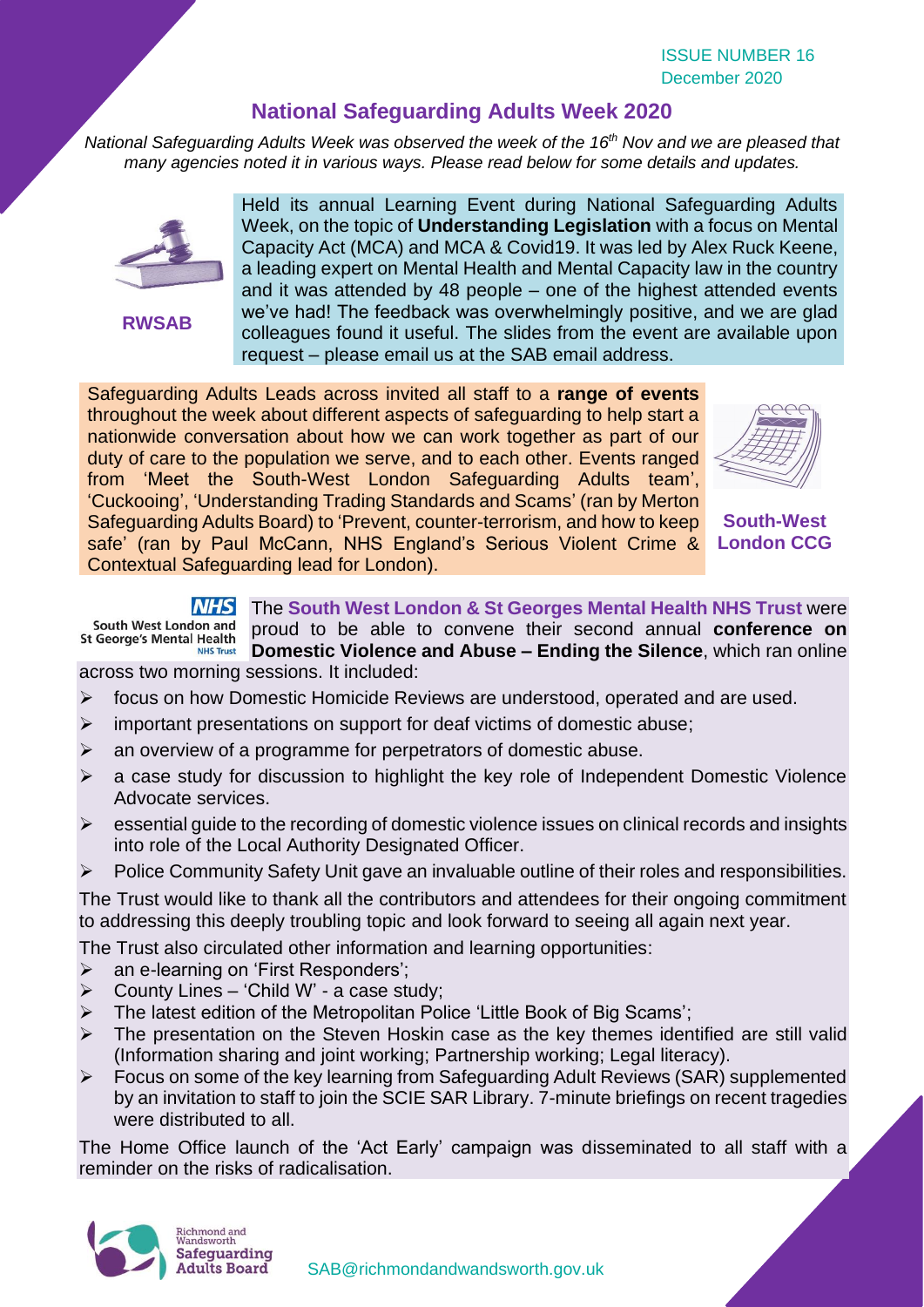ISSUE NUMBER 16
December 2020

## National Safeguarding Adults Week 2020

*National Safeguarding Adults Week was observed the week of the 16th Nov and we are pleased that many agencies noted it in various ways. Please read below for some details and updates.*

**RWSAB**

Held its annual Learning Event during National Safeguarding Adults Week, on the topic of **Understanding Legislation** with a focus on Mental Capacity Act (MCA) and MCA & Covid19. It was led by Alex Ruck Keene, a leading expert on Mental Health and Mental Capacity law in the country and it was attended by 48 people – one of the highest attended events we've had! The feedback was overwhelmingly positive, and we are glad colleagues found it useful. The slides from the event are available upon request – please email us at the SAB email address.

**South-West London CCG**

Safeguarding Adults Leads across invited all staff to a **range of events** throughout the week about different aspects of safeguarding to help start a nationwide conversation about how we can work together as part of our duty of care to the population we serve, and to each other. Events ranged from 'Meet the South-West London Safeguarding Adults team', 'Cuckooing', 'Understanding Trading Standards and Scams' (ran by Merton Safeguarding Adults Board) to 'Prevent, counter-terrorism, and how to keep safe' (ran by Paul McCann, NHS England's Serious Violent Crime & Contextual Safeguarding lead for London).

**NHS South West London and St George's Mental Health NHS Trust**

The **South West London & St Georges Mental Health NHS Trust** were proud to be able to convene their second annual **conference on Domestic Violence and Abuse – Ending the Silence**, which ran online across two morning sessions. It included:

- focus on how Domestic Homicide Reviews are understood, operated and are used.
- important presentations on support for deaf victims of domestic abuse;
- an overview of a programme for perpetrators of domestic abuse.
- a case study for discussion to highlight the key role of Independent Domestic Violence Advocate services.
- essential guide to the recording of domestic violence issues on clinical records and insights into role of the Local Authority Designated Officer.
- Police Community Safety Unit gave an invaluable outline of their roles and responsibilities.

The Trust would like to thank all the contributors and attendees for their ongoing commitment to addressing this deeply troubling topic and look forward to seeing all again next year.

The Trust also circulated other information and learning opportunities:

- an e-learning on 'First Responders';
- County Lines – 'Child W' - a case study;
- The latest edition of the Metropolitan Police 'Little Book of Big Scams';
- The presentation on the Steven Hoskin case as the key themes identified are still valid (Information sharing and joint working; Partnership working; Legal literacy).
- Focus on some of the key learning from Safeguarding Adult Reviews (SAR) supplemented by an invitation to staff to join the SCIE SAR Library. 7-minute briefings on recent tragedies were distributed to all.

The Home Office launch of the 'Act Early' campaign was disseminated to all staff with a reminder on the risks of radicalisation.

Richmond and Wandsworth Safeguarding Adults Board

SAB@richmondandwandsworth.gov.uk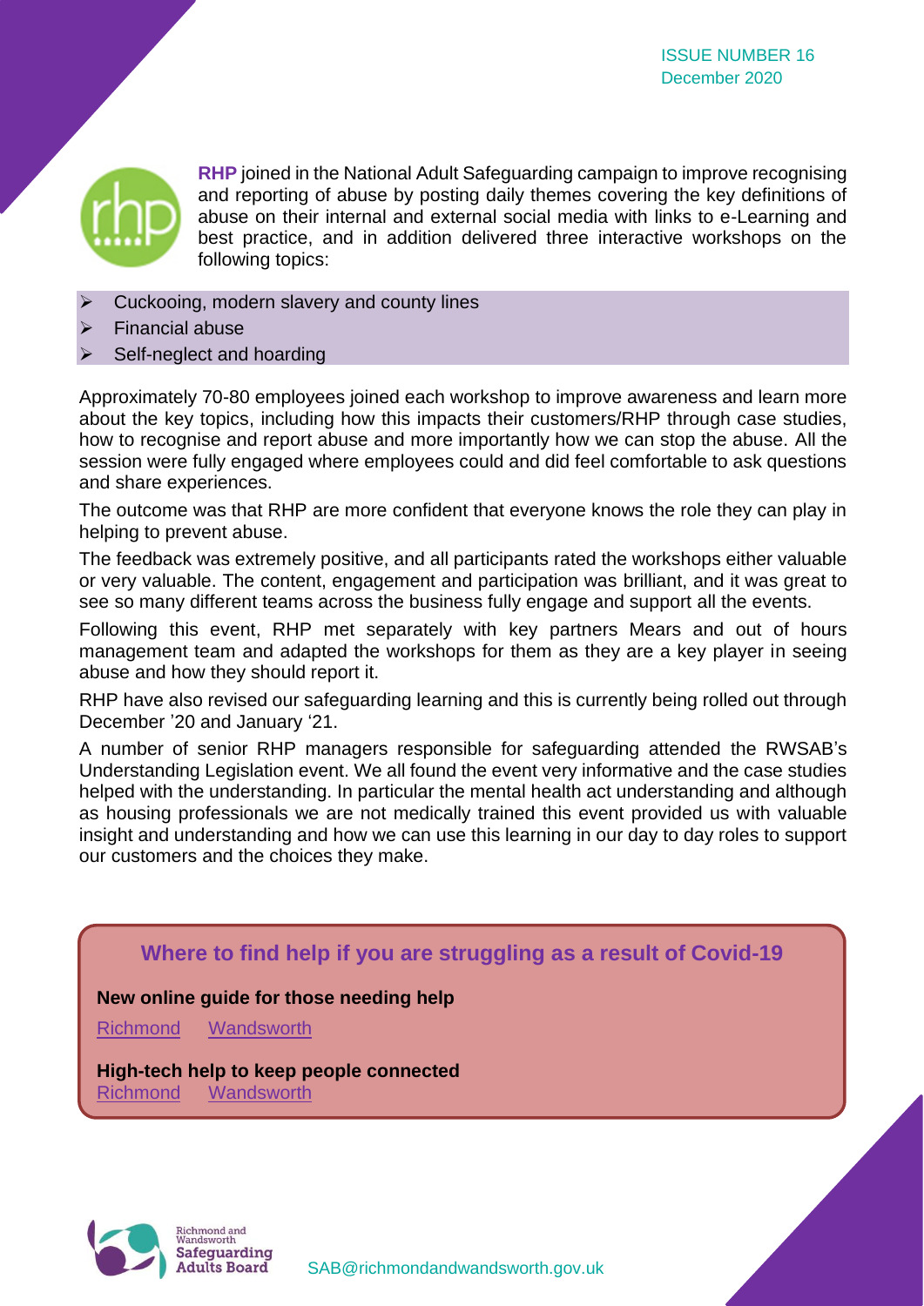**RHP** joined in the National Adult Safeguarding campaign to improve recognising and reporting of abuse by posting daily themes covering the key definitions of abuse on their internal and external social media with links to e-Learning and best practice, and in addition delivered three interactive workshops on the following topics:

- Cuckooing, modern slavery and county lines
- Financial abuse
- Self-neglect and hoarding

Approximately 70-80 employees joined each workshop to improve awareness and learn more about the key topics, including how this impacts their customers/RHP through case studies, how to recognise and report abuse and more importantly how we can stop the abuse. All the session were fully engaged where employees could and did feel comfortable to ask questions and share experiences.

The outcome was that RHP are more confident that everyone knows the role they can play in helping to prevent abuse.

The feedback was extremely positive, and all participants rated the workshops either valuable or very valuable. The content, engagement and participation was brilliant, and it was great to see so many different teams across the business fully engage and support all the events.

Following this event, RHP met separately with key partners Mears and out of hours management team and adapted the workshops for them as they are a key player in seeing abuse and how they should report it.

RHP have also revised our safeguarding learning and this is currently being rolled out through December '20 and January '21.

A number of senior RHP managers responsible for safeguarding attended the RWSAB's Understanding Legislation event. We all found the event very informative and the case studies helped with the understanding. In particular the mental health act understanding and although as housing professionals we are not medically trained this event provided us with valuable insight and understanding and how we can use this learning in our day to day roles to support our customers and the choices they make.

## Where to find help if you are struggling as a result of Covid-19

**New online guide for those needing help**

Richmond Wandsworth

**High-tech help to keep people connected**

Richmond Wandsworth

SAB@richmondandwandsworth.gov.uk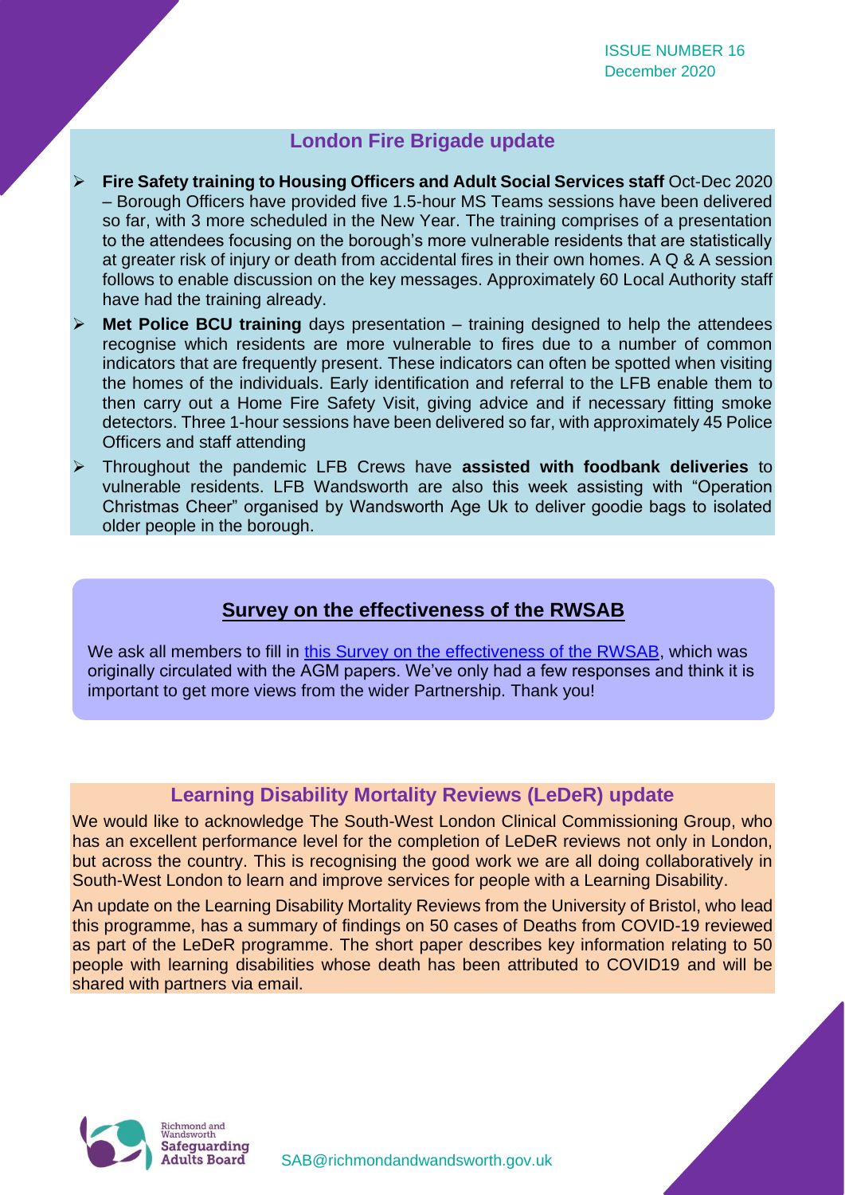## London Fire Brigade update

- **Fire Safety training to Housing Officers and Adult Social Services staff** Oct-Dec 2020 – Borough Officers have provided five 1.5-hour MS Teams sessions have been delivered so far, with 3 more scheduled in the New Year. The training comprises of a presentation to the attendees focusing on the borough's more vulnerable residents that are statistically at greater risk of injury or death from accidental fires in their own homes. A Q & A session follows to enable discussion on the key messages. Approximately 60 Local Authority staff have had the training already.
- **Met Police BCU training** days presentation – training designed to help the attendees recognise which residents are more vulnerable to fires due to a number of common indicators that are frequently present. These indicators can often be spotted when visiting the homes of the individuals. Early identification and referral to the LFB enable them to then carry out a Home Fire Safety Visit, giving advice and if necessary fitting smoke detectors. Three 1-hour sessions have been delivered so far, with approximately 45 Police Officers and staff attending
- Throughout the pandemic LFB Crews have **assisted with foodbank deliveries** to vulnerable residents. LFB Wandsworth are also this week assisting with "Operation Christmas Cheer" organised by Wandsworth Age Uk to deliver goodie bags to isolated older people in the borough.

## Survey on the effectiveness of the RWSAB

We ask all members to fill in this Survey on the effectiveness of the RWSAB, which was originally circulated with the AGM papers. We've only had a few responses and think it is important to get more views from the wider Partnership. Thank you!

## Learning Disability Mortality Reviews (LeDeR) update

We would like to acknowledge The South-West London Clinical Commissioning Group, who has an excellent performance level for the completion of LeDeR reviews not only in London, but across the country. This is recognising the good work we are all doing collaboratively in South-West London to learn and improve services for people with a Learning Disability.

An update on the Learning Disability Mortality Reviews from the University of Bristol, who lead this programme, has a summary of findings on 50 cases of Deaths from COVID-19 reviewed as part of the LeDeR programme. The short paper describes key information relating to 50 people with learning disabilities whose death has been attributed to COVID19 and will be shared with partners via email.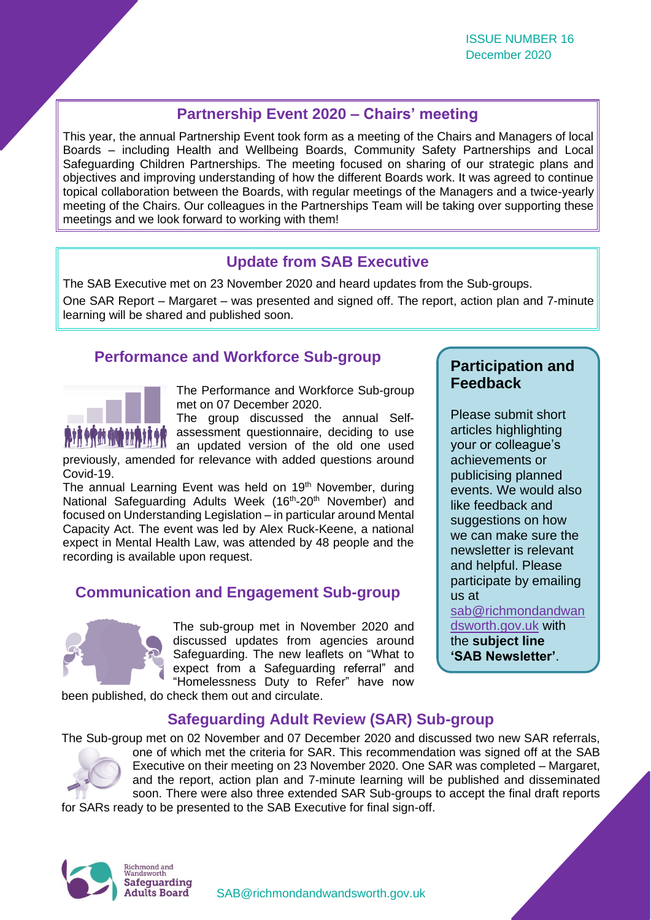ISSUE NUMBER 16
December 2020

## Partnership Event 2020 – Chairs' meeting

This year, the annual Partnership Event took form as a meeting of the Chairs and Managers of local Boards – including Health and Wellbeing Boards, Community Safety Partnerships and Local Safeguarding Children Partnerships. The meeting focused on sharing of our strategic plans and objectives and improving understanding of how the different Boards work. It was agreed to continue topical collaboration between the Boards, with regular meetings of the Managers and a twice-yearly meeting of the Chairs. Our colleagues in the Partnerships Team will be taking over supporting these meetings and we look forward to working with them!

## Update from SAB Executive

The SAB Executive met on 23 November 2020 and heard updates from the Sub-groups.

One SAR Report – Margaret – was presented and signed off. The report, action plan and 7-minute learning will be shared and published soon.

## Performance and Workforce Sub-group

The Performance and Workforce Sub-group met on 07 December 2020.

The group discussed the annual Self-assessment questionnaire, deciding to use an updated version of the old one used previously, amended for relevance with added questions around Covid-19.

The annual Learning Event was held on 19th November, during National Safeguarding Adults Week (16th-20th November) and focused on Understanding Legislation – in particular around Mental Capacity Act. The event was led by Alex Ruck-Keene, a national expect in Mental Health Law, was attended by 48 people and the recording is available upon request.

## Communication and Engagement Sub-group

The sub-group met in November 2020 and discussed updates from agencies around Safeguarding. The new leaflets on "What to expect from a Safeguarding referral" and "Homelessness Duty to Refer" have now been published, do check them out and circulate.

## Participation and Feedback

Please submit short articles highlighting your or colleague's achievements or publicising planned events. We would also like feedback and suggestions on how we can make sure the newsletter is relevant and helpful. Please participate by emailing us at sab@richmondandwandsworth.gov.uk with the **subject line 'SAB Newsletter'**.

## Safeguarding Adult Review (SAR) Sub-group

The Sub-group met on 02 November and 07 December 2020 and discussed two new SAR referrals, one of which met the criteria for SAR. This recommendation was signed off at the SAB Executive on their meeting on 23 November 2020. One SAR was completed – Margaret, and the report, action plan and 7-minute learning will be published and disseminated soon. There were also three extended SAR Sub-groups to accept the final draft reports for SARs ready to be presented to the SAB Executive for final sign-off.

Richmond and Wandsworth Safeguarding Adults Board

SAB@richmondandwandsworth.gov.uk